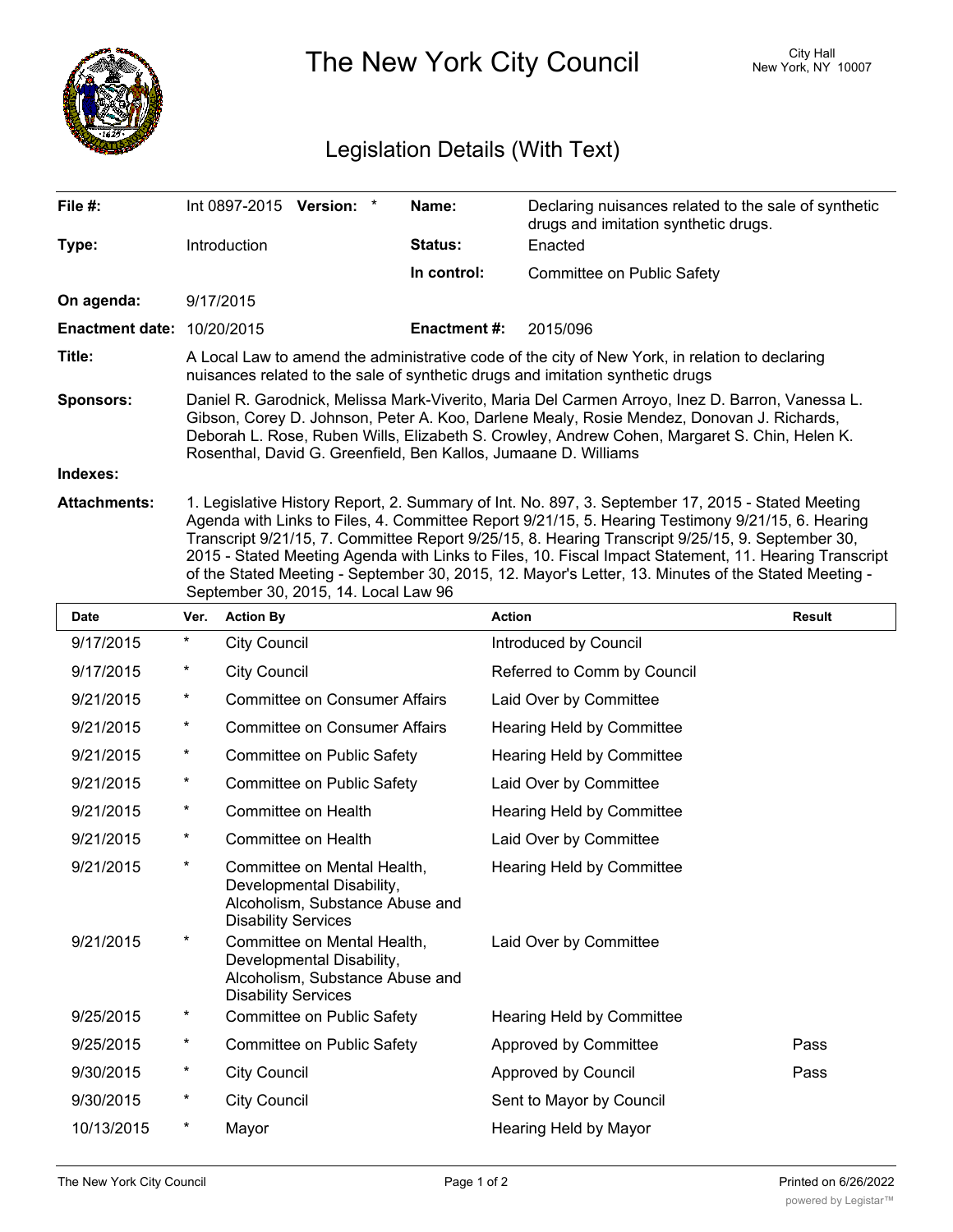# The New York City Council

City Hall
New York, NY 10007

## Legislation Details (With Text)

| | | | |
|---|---|---|---|
| **File #:** | Int 0897-2015 **Version:** * | **Name:** | Declaring nuisances related to the sale of synthetic drugs and imitation synthetic drugs. |
| **Type:** | Introduction | **Status:** | Enacted |
| | | **In control:** | Committee on Public Safety |
| **On agenda:** | 9/17/2015 | | |
| **Enactment date:** | 10/20/2015 | **Enactment #:** | 2015/096 |

**Title:** A Local Law to amend the administrative code of the city of New York, in relation to declaring nuisances related to the sale of synthetic drugs and imitation synthetic drugs

**Sponsors:** Daniel R. Garodnick, Melissa Mark-Viverito, Maria Del Carmen Arroyo, Inez D. Barron, Vanessa L. Gibson, Corey D. Johnson, Peter A. Koo, Darlene Mealy, Rosie Mendez, Donovan J. Richards, Deborah L. Rose, Ruben Wills, Elizabeth S. Crowley, Andrew Cohen, Margaret S. Chin, Helen K. Rosenthal, David G. Greenfield, Ben Kallos, Jumaane D. Williams

**Indexes:**

**Attachments:** 1. Legislative History Report, 2. Summary of Int. No. 897, 3. September 17, 2015 - Stated Meeting Agenda with Links to Files, 4. Committee Report 9/21/15, 5. Hearing Testimony 9/21/15, 6. Hearing Transcript 9/21/15, 7. Committee Report 9/25/15, 8. Hearing Transcript 9/25/15, 9. September 30, 2015 - Stated Meeting Agenda with Links to Files, 10. Fiscal Impact Statement, 11. Hearing Transcript of the Stated Meeting - September 30, 2015, 12. Mayor's Letter, 13. Minutes of the Stated Meeting - September 30, 2015, 14. Local Law 96

| Date | Ver. | Action By | Action | Result |
|---|---|---|---|---|
| 9/17/2015 | * | City Council | Introduced by Council | |
| 9/17/2015 | * | City Council | Referred to Comm by Council | |
| 9/21/2015 | * | Committee on Consumer Affairs | Laid Over by Committee | |
| 9/21/2015 | * | Committee on Consumer Affairs | Hearing Held by Committee | |
| 9/21/2015 | * | Committee on Public Safety | Hearing Held by Committee | |
| 9/21/2015 | * | Committee on Public Safety | Laid Over by Committee | |
| 9/21/2015 | * | Committee on Health | Hearing Held by Committee | |
| 9/21/2015 | * | Committee on Health | Laid Over by Committee | |
| 9/21/2015 | * | Committee on Mental Health, Developmental Disability, Alcoholism, Substance Abuse and Disability Services | Hearing Held by Committee | |
| 9/21/2015 | * | Committee on Mental Health, Developmental Disability, Alcoholism, Substance Abuse and Disability Services | Laid Over by Committee | |
| 9/25/2015 | * | Committee on Public Safety | Hearing Held by Committee | |
| 9/25/2015 | * | Committee on Public Safety | Approved by Committee | Pass |
| 9/30/2015 | * | City Council | Approved by Council | Pass |
| 9/30/2015 | * | City Council | Sent to Mayor by Council | |
| 10/13/2015 | * | Mayor | Hearing Held by Mayor | |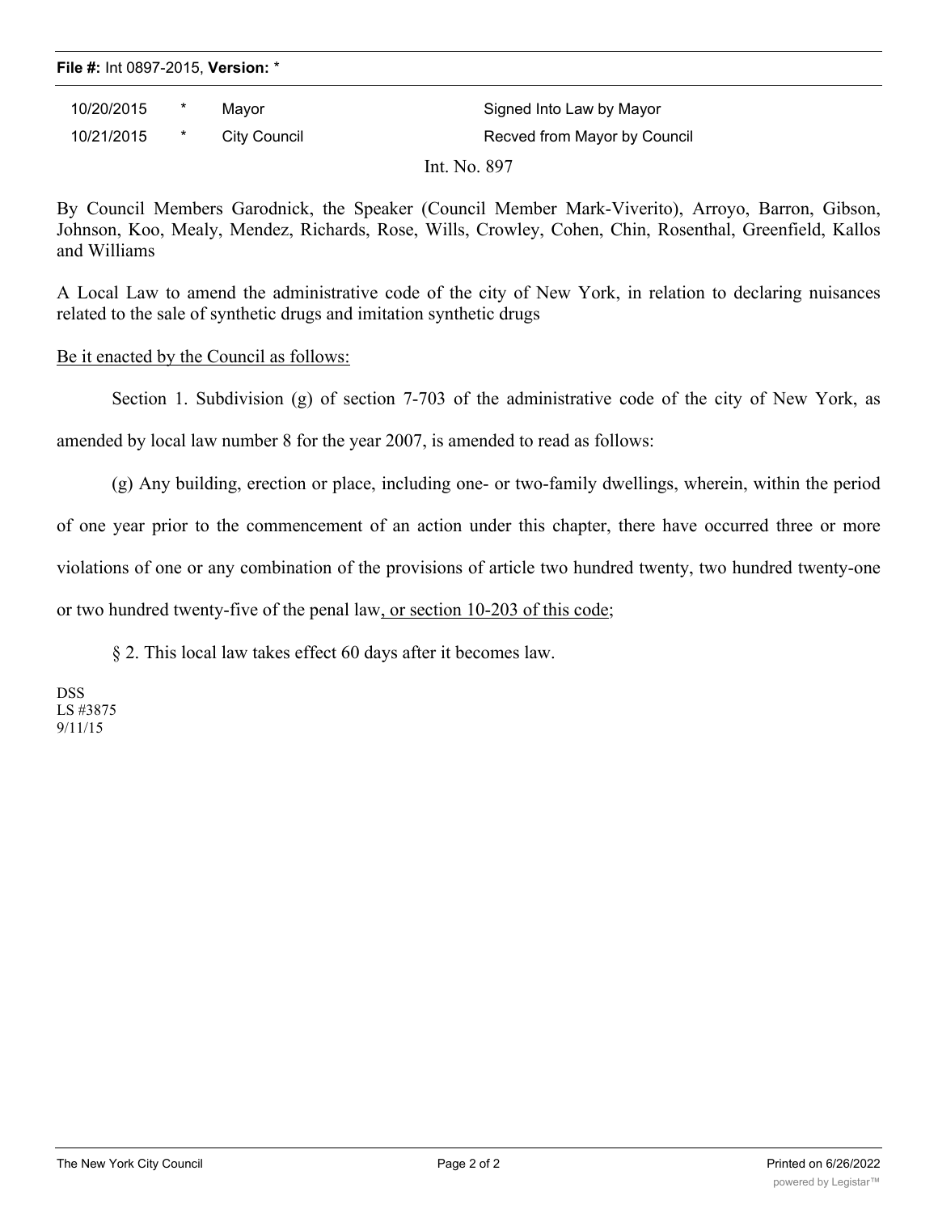**File #:** Int 0897-2015, **Version:** *

| | | | |
|---|---|---|---|
| 10/20/2015 | * | Mayor | Signed Into Law by Mayor |
| 10/21/2015 | * | City Council | Recved from Mayor by Council |

Int. No. 897

By Council Members Garodnick, the Speaker (Council Member Mark-Viverito), Arroyo, Barron, Gibson, Johnson, Koo, Mealy, Mendez, Richards, Rose, Wills, Crowley, Cohen, Chin, Rosenthal, Greenfield, Kallos and Williams

A Local Law to amend the administrative code of the city of New York, in relation to declaring nuisances related to the sale of synthetic drugs and imitation synthetic drugs

Be it enacted by the Council as follows:

Section 1. Subdivision (g) of section 7-703 of the administrative code of the city of New York, as amended by local law number 8 for the year 2007, is amended to read as follows:

(g) Any building, erection or place, including one- or two-family dwellings, wherein, within the period of one year prior to the commencement of an action under this chapter, there have occurred three or more violations of one or any combination of the provisions of article two hundred twenty, two hundred twenty-one or two hundred twenty-five of the penal law, or section 10-203 of this code;

§ 2. This local law takes effect 60 days after it becomes law.

DSS
LS #3875
9/11/15